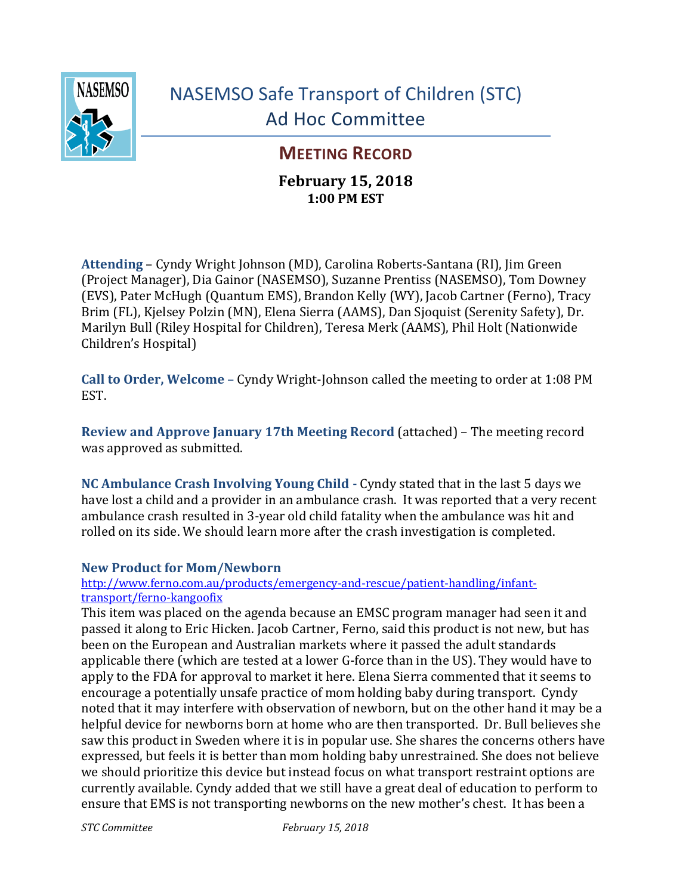# NASEMSO Safe Transport of Children (STC) Ad Hoc Committee

## MEETING RECORD

**February 15, 2018**
**1:00 PM EST**

**Attending** – Cyndy Wright Johnson (MD), Carolina Roberts-Santana (RI), Jim Green (Project Manager), Dia Gainor (NASEMSO), Suzanne Prentiss (NASEMSO), Tom Downey (EVS), Pater McHugh (Quantum EMS), Brandon Kelly (WY), Jacob Cartner (Ferno), Tracy Brim (FL), Kjelsey Polzin (MN), Elena Sierra (AAMS), Dan Sjoquist (Serenity Safety), Dr. Marilyn Bull (Riley Hospital for Children), Teresa Merk (AAMS), Phil Holt (Nationwide Children's Hospital)

**Call to Order, Welcome** – Cyndy Wright-Johnson called the meeting to order at 1:08 PM EST.

**Review and Approve January 17th Meeting Record** (attached) – The meeting record was approved as submitted.

**NC Ambulance Crash Involving Young Child -** Cyndy stated that in the last 5 days we have lost a child and a provider in an ambulance crash. It was reported that a very recent ambulance crash resulted in 3-year old child fatality when the ambulance was hit and rolled on its side. We should learn more after the crash investigation is completed.

### New Product for Mom/Newborn

http://www.ferno.com.au/products/emergency-and-rescue/patient-handling/infant-transport/ferno-kangoofix

This item was placed on the agenda because an EMSC program manager had seen it and passed it along to Eric Hicken. Jacob Cartner, Ferno, said this product is not new, but has been on the European and Australian markets where it passed the adult standards applicable there (which are tested at a lower G-force than in the US). They would have to apply to the FDA for approval to market it here. Elena Sierra commented that it seems to encourage a potentially unsafe practice of mom holding baby during transport. Cyndy noted that it may interfere with observation of newborn, but on the other hand it may be a helpful device for newborns born at home who are then transported. Dr. Bull believes she saw this product in Sweden where it is in popular use. She shares the concerns others have expressed, but feels it is better than mom holding baby unrestrained. She does not believe we should prioritize this device but instead focus on what transport restraint options are currently available. Cyndy added that we still have a great deal of education to perform to ensure that EMS is not transporting newborns on the new mother's chest. It has been a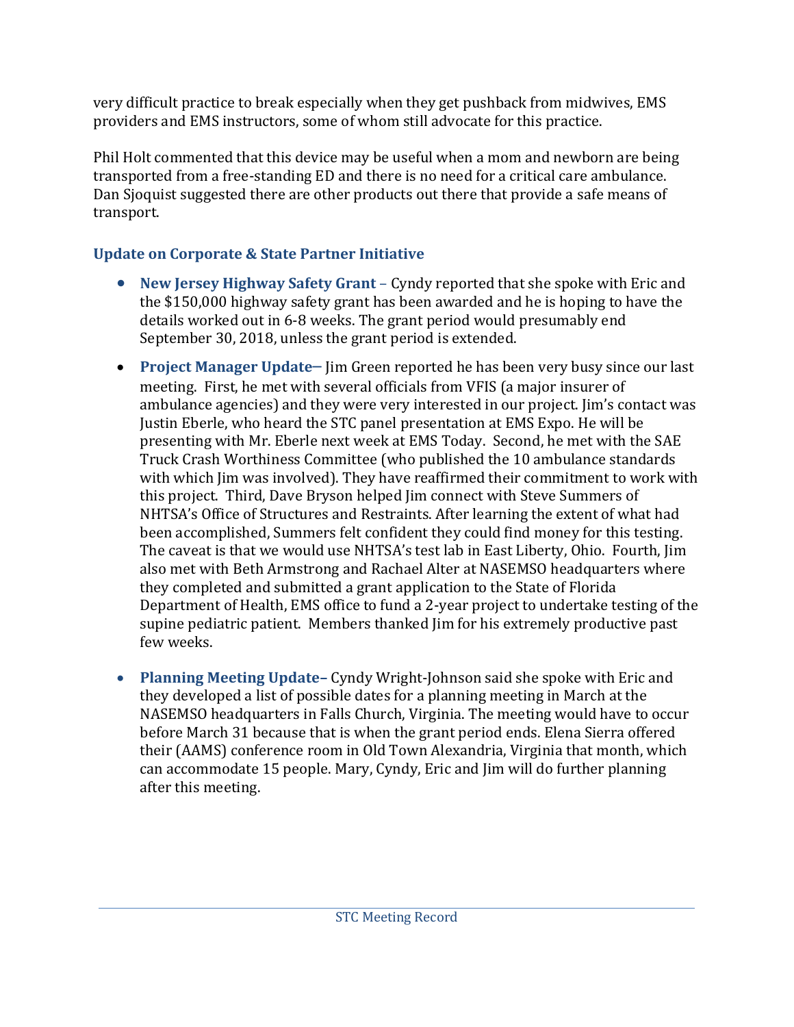very difficult practice to break especially when they get pushback from midwives, EMS providers and EMS instructors, some of whom still advocate for this practice.

Phil Holt commented that this device may be useful when a mom and newborn are being transported from a free-standing ED and there is no need for a critical care ambulance. Dan Sjoquist suggested there are other products out there that provide a safe means of transport.

## Update on Corporate & State Partner Initiative

- **New Jersey Highway Safety Grant** – Cyndy reported that she spoke with Eric and the $150,000 highway safety grant has been awarded and he is hoping to have the details worked out in 6-8 weeks. The grant period would presumably end September 30, 2018, unless the grant period is extended.
- **Project Manager Update–** Jim Green reported he has been very busy since our last meeting. First, he met with several officials from VFIS (a major insurer of ambulance agencies) and they were very interested in our project. Jim's contact was Justin Eberle, who heard the STC panel presentation at EMS Expo. He will be presenting with Mr. Eberle next week at EMS Today. Second, he met with the SAE Truck Crash Worthiness Committee (who published the 10 ambulance standards with which Jim was involved). They have reaffirmed their commitment to work with this project. Third, Dave Bryson helped Jim connect with Steve Summers of NHTSA's Office of Structures and Restraints. After learning the extent of what had been accomplished, Summers felt confident they could find money for this testing. The caveat is that we would use NHTSA's test lab in East Liberty, Ohio. Fourth, Jim also met with Beth Armstrong and Rachael Alter at NASEMSO headquarters where they completed and submitted a grant application to the State of Florida Department of Health, EMS office to fund a 2-year project to undertake testing of the supine pediatric patient. Members thanked Jim for his extremely productive past few weeks.
- **Planning Meeting Update–** Cyndy Wright-Johnson said she spoke with Eric and they developed a list of possible dates for a planning meeting in March at the NASEMSO headquarters in Falls Church, Virginia. The meeting would have to occur before March 31 because that is when the grant period ends. Elena Sierra offered their (AAMS) conference room in Old Town Alexandria, Virginia that month, which can accommodate 15 people. Mary, Cyndy, Eric and Jim will do further planning after this meeting.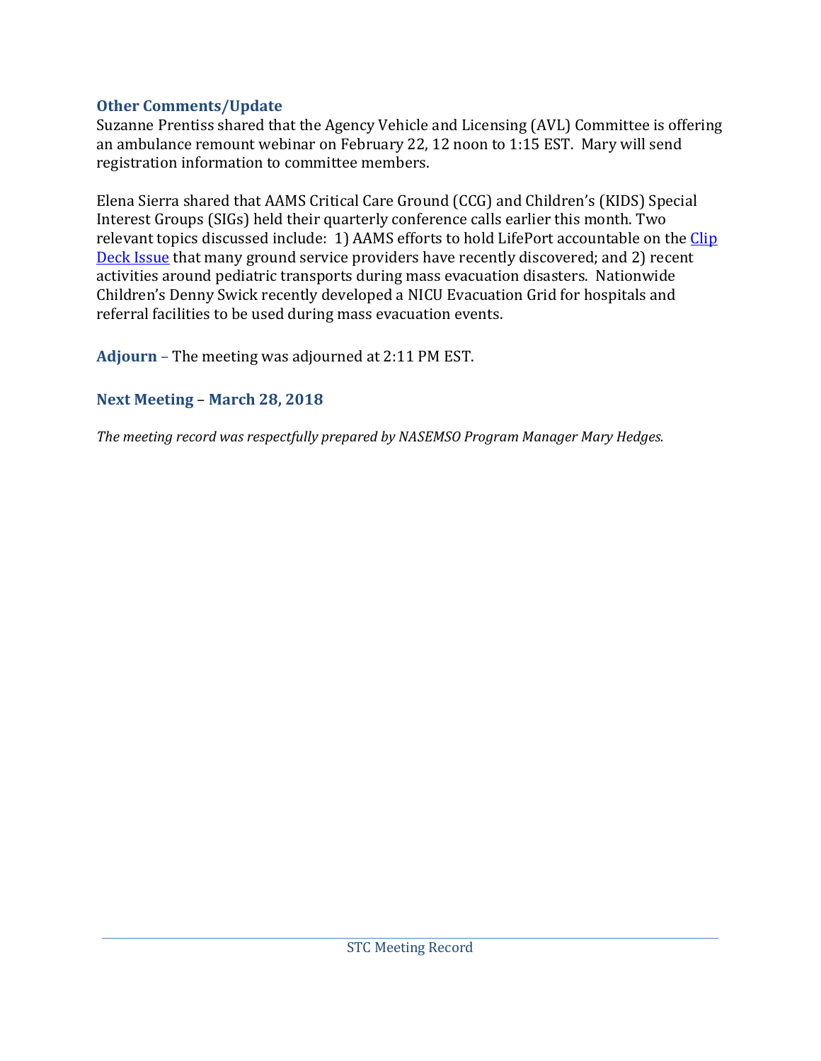## Other Comments/Update

Suzanne Prentiss shared that the Agency Vehicle and Licensing (AVL) Committee is offering an ambulance remount webinar on February 22, 12 noon to 1:15 EST. Mary will send registration information to committee members.

Elena Sierra shared that AAMS Critical Care Ground (CCG) and Children's (KIDS) Special Interest Groups (SIGs) held their quarterly conference calls earlier this month. Two relevant topics discussed include: 1) AAMS efforts to hold LifePort accountable on the Clip Deck Issue that many ground service providers have recently discovered; and 2) recent activities around pediatric transports during mass evacuation disasters. Nationwide Children's Denny Swick recently developed a NICU Evacuation Grid for hospitals and referral facilities to be used during mass evacuation events.

**Adjourn** – The meeting was adjourned at 2:11 PM EST.

## Next Meeting – March 28, 2018

*The meeting record was respectfully prepared by NASEMSO Program Manager Mary Hedges.*